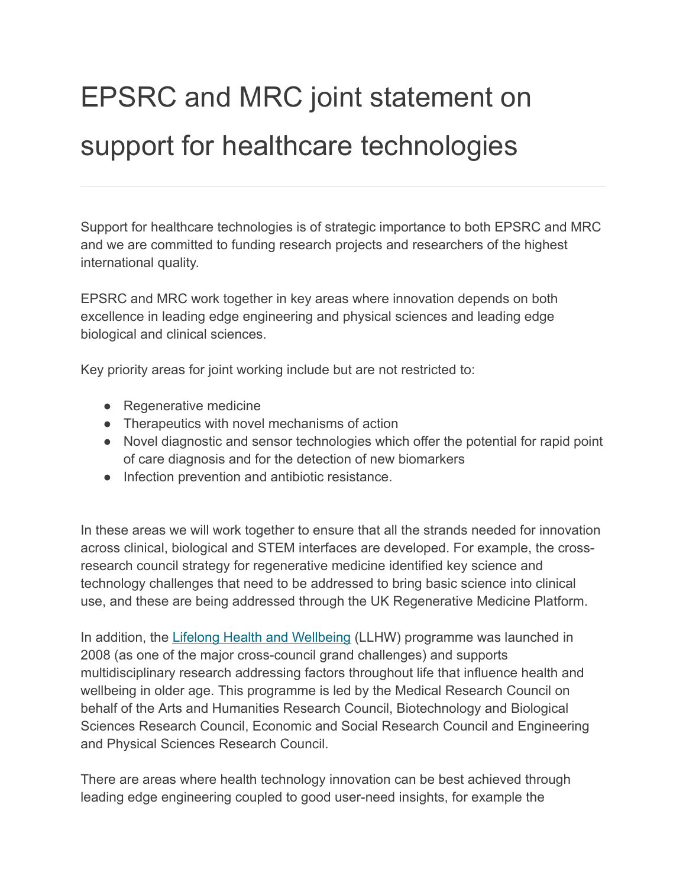# EPSRC and MRC joint statement on support for healthcare technologies

Support for healthcare technologies is of strategic importance to both EPSRC and MRC and we are committed to funding research projects and researchers of the highest international quality.

EPSRC and MRC work together in key areas where innovation depends on both excellence in leading edge engineering and physical sciences and leading edge biological and clinical sciences.

Key priority areas for joint working include but are not restricted to:

- Regenerative medicine
- Therapeutics with novel mechanisms of action
- Novel diagnostic and sensor technologies which offer the potential for rapid point of care diagnosis and for the detection of new biomarkers
- Infection prevention and antibiotic resistance.

In these areas we will work together to ensure that all the strands needed for innovation across clinical, biological and STEM interfaces are developed. For example, the cross-research council strategy for regenerative medicine identified key science and technology challenges that need to be addressed to bring basic science into clinical use, and these are being addressed through the UK Regenerative Medicine Platform.

In addition, the [Lifelong Health and Wellbeing](#) (LLHW) programme was launched in 2008 (as one of the major cross-council grand challenges) and supports multidisciplinary research addressing factors throughout life that influence health and wellbeing in older age. This programme is led by the Medical Research Council on behalf of the Arts and Humanities Research Council, Biotechnology and Biological Sciences Research Council, Economic and Social Research Council and Engineering and Physical Sciences Research Council.

There are areas where health technology innovation can be best achieved through leading edge engineering coupled to good user-need insights, for example the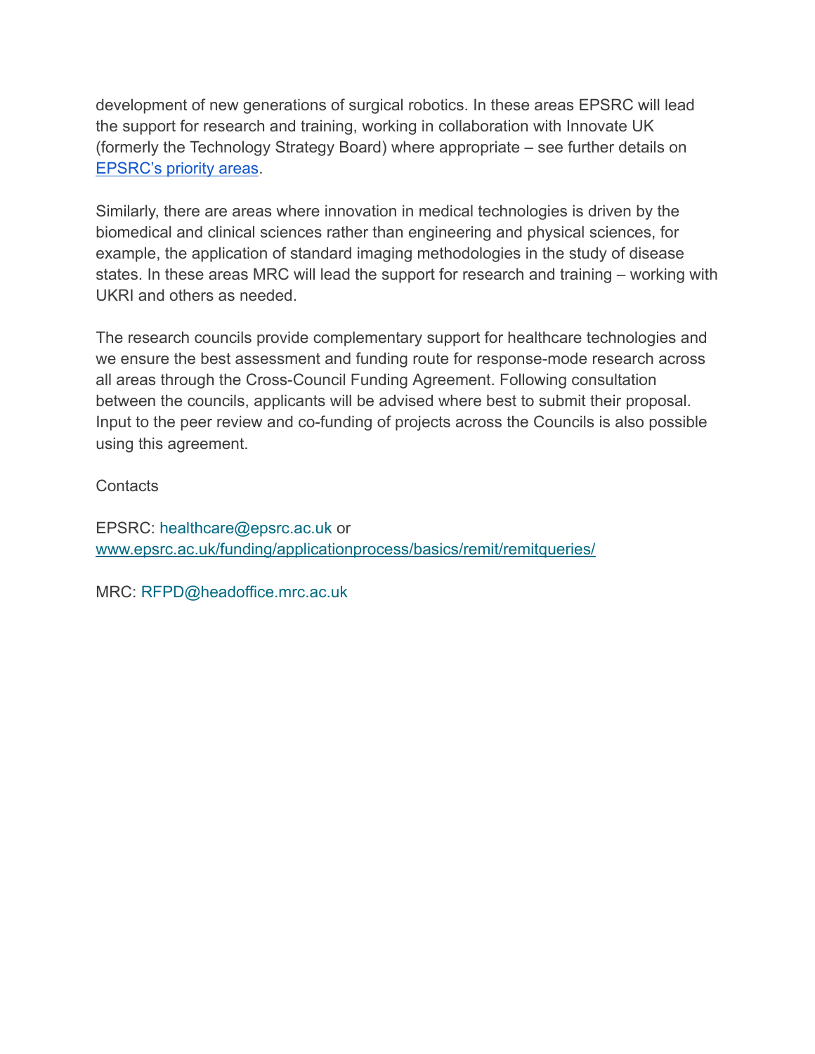development of new generations of surgical robotics. In these areas EPSRC will lead the support for research and training, working in collaboration with Innovate UK (formerly the Technology Strategy Board) where appropriate – see further details on [EPSRC's priority areas](#).

Similarly, there are areas where innovation in medical technologies is driven by the biomedical and clinical sciences rather than engineering and physical sciences, for example, the application of standard imaging methodologies in the study of disease states. In these areas MRC will lead the support for research and training – working with UKRI and others as needed.

The research councils provide complementary support for healthcare technologies and we ensure the best assessment and funding route for response-mode research across all areas through the Cross-Council Funding Agreement. Following consultation between the councils, applicants will be advised where best to submit their proposal. Input to the peer review and co-funding of projects across the Councils is also possible using this agreement.

Contacts

EPSRC: healthcare@epsrc.ac.uk or www.epsrc.ac.uk/funding/applicationprocess/basics/remit/remitqueries/

MRC: RFPD@headoffice.mrc.ac.uk